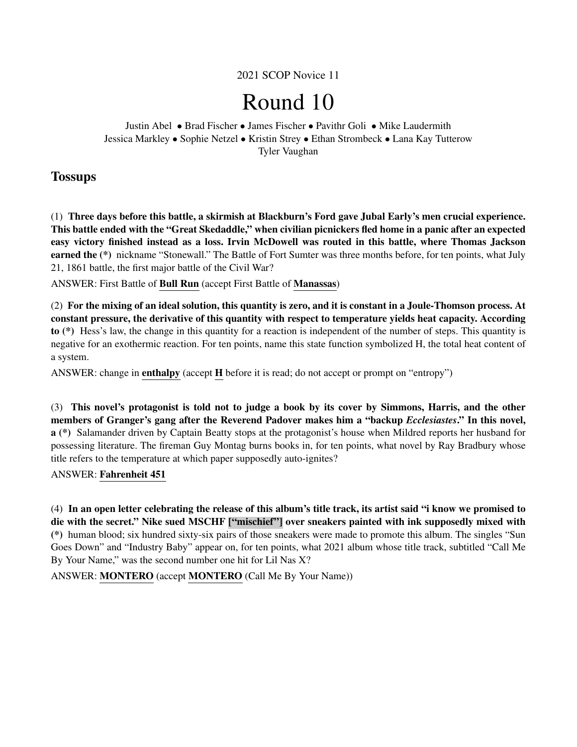2021 SCOP Novice 11

# Round 10

Justin Abel • Brad Fischer • James Fischer • Pavithr Goli • Mike Laudermith
Jessica Markley • Sophie Netzel • Kristin Strey • Ethan Strombeck • Lana Kay Tutterow
Tyler Vaughan

## Tossups

(1) **Three days before this battle, a skirmish at Blackburn's Ford gave Jubal Early's men crucial experience. This battle ended with the "Great Skedaddle," when civilian picnickers fled home in a panic after an expected easy victory finished instead as a loss. Irvin McDowell was routed in this battle, where Thomas Jackson earned the (*)** nickname "Stonewall." The Battle of Fort Sumter was three months before, for ten points, what July 21, 1861 battle, the first major battle of the Civil War?

ANSWER: First Battle of **<u>Bull Run</u>** (accept First Battle of **<u>Manassas</u>**)

(2) **For the mixing of an ideal solution, this quantity is zero, and it is constant in a Joule-Thomson process. At constant pressure, the derivative of this quantity with respect to temperature yields heat capacity. According to (*)** Hess's law, the change in this quantity for a reaction is independent of the number of steps. This quantity is negative for an exothermic reaction. For ten points, name this state function symbolized H, the total heat content of a system.

ANSWER: change in **<u>enthalpy</u>** (accept **<u>H</u>** before it is read; do not accept or prompt on "entropy")

(3) **This novel's protagonist is told not to judge a book by its cover by Simmons, Harris, and the other members of Granger's gang after the Reverend Padover makes him a "backup *Ecclesiastes*." In this novel, a (*)** Salamander driven by Captain Beatty stops at the protagonist's house when Mildred reports her husband for possessing literature. The fireman Guy Montag burns books in, for ten points, what novel by Ray Bradbury whose title refers to the temperature at which paper supposedly auto-ignites?

ANSWER: **<u>Fahrenheit 451</u>**

(4) **In an open letter celebrating the release of this album's title track, its artist said "i know we promised to die with the secret." Nike sued MSCHF ["mischief"] over sneakers painted with ink supposedly mixed with (*)** human blood; six hundred sixty-six pairs of those sneakers were made to promote this album. The singles "Sun Goes Down" and "Industry Baby" appear on, for ten points, what 2021 album whose title track, subtitled "Call Me By Your Name," was the second number one hit for Lil Nas X?

ANSWER: **<u>MONTERO</u>** (accept **<u>MONTERO</u>** (Call Me By Your Name))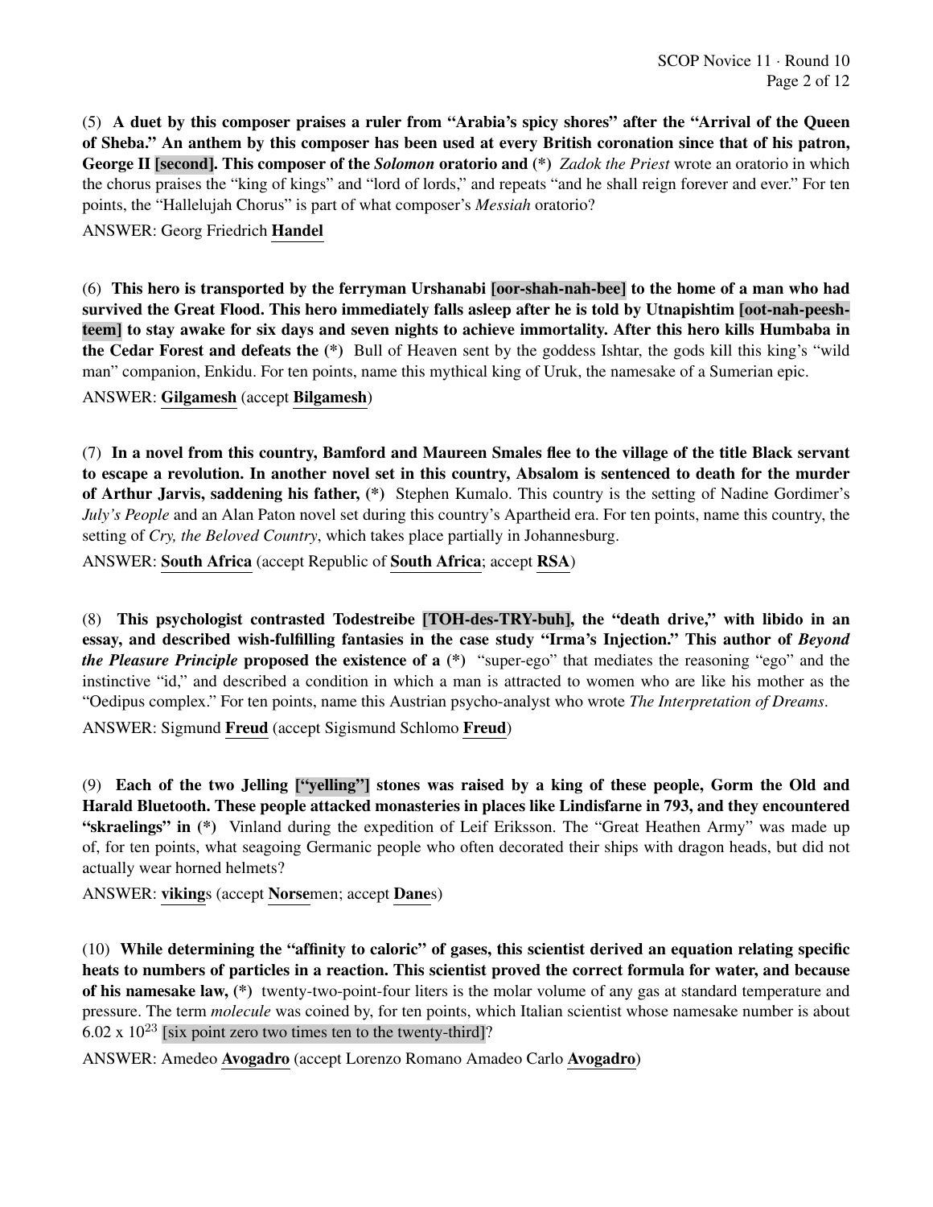(5) **A duet by this composer praises a ruler from "Arabia's spicy shores" after the "Arrival of the Queen of Sheba." An anthem by this composer has been used at every British coronation since that of his patron, George II [second]. This composer of the *Solomon* oratorio and (*)** *Zadok the Priest* wrote an oratorio in which the chorus praises the "king of kings" and "lord of lords," and repeats "and he shall reign forever and ever." For ten points, the "Hallelujah Chorus" is part of what composer's *Messiah* oratorio?

ANSWER: Georg Friedrich **Handel**

(6) **This hero is transported by the ferryman Urshanabi [oor-shah-nah-bee] to the home of a man who had survived the Great Flood. This hero immediately falls asleep after he is told by Utnapishtim [oot-nah-peesh-teem] to stay awake for six days and seven nights to achieve immortality. After this hero kills Humbaba in the Cedar Forest and defeats the (*)** Bull of Heaven sent by the goddess Ishtar, the gods kill this king's "wild man" companion, Enkidu. For ten points, name this mythical king of Uruk, the namesake of a Sumerian epic.

ANSWER: **Gilgamesh** (accept **Bilgamesh**)

(7) **In a novel from this country, Bamford and Maureen Smales flee to the village of the title Black servant to escape a revolution. In another novel set in this country, Absalom is sentenced to death for the murder of Arthur Jarvis, saddening his father, (*)** Stephen Kumalo. This country is the setting of Nadine Gordimer's *July's People* and an Alan Paton novel set during this country's Apartheid era. For ten points, name this country, the setting of *Cry, the Beloved Country*, which takes place partially in Johannesburg.

ANSWER: **South Africa** (accept Republic of **South Africa**; accept **RSA**)

(8) **This psychologist contrasted Todestreibe [TOH-des-TRY-buh], the "death drive," with libido in an essay, and described wish-fulfilling fantasies in the case study "Irma's Injection." This author of *Beyond the Pleasure Principle* proposed the existence of a (*)** "super-ego" that mediates the reasoning "ego" and the instinctive "id," and described a condition in which a man is attracted to women who are like his mother as the "Oedipus complex." For ten points, name this Austrian psycho-analyst who wrote *The Interpretation of Dreams*.

ANSWER: Sigmund **Freud** (accept Sigismund Schlomo **Freud**)

(9) **Each of the two Jelling ["yelling"] stones was raised by a king of these people, Gorm the Old and Harald Bluetooth. These people attacked monasteries in places like Lindisfarne in 793, and they encountered "skraelings" in (*)** Vinland during the expedition of Leif Eriksson. The "Great Heathen Army" was made up of, for ten points, what seagoing Germanic people who often decorated their ships with dragon heads, but did not actually wear horned helmets?

ANSWER: **viking**s (accept **Norse**men; accept **Dane**s)

(10) **While determining the "affinity to caloric" of gases, this scientist derived an equation relating specific heats to numbers of particles in a reaction. This scientist proved the correct formula for water, and because of his namesake law, (*)** twenty-two-point-four liters is the molar volume of any gas at standard temperature and pressure. The term *molecule* was coined by, for ten points, which Italian scientist whose namesake number is about $6.02 \times 10^{23}$ [six point zero two times ten to the twenty-third]?

ANSWER: Amedeo **Avogadro** (accept Lorenzo Romano Amadeo Carlo **Avogadro**)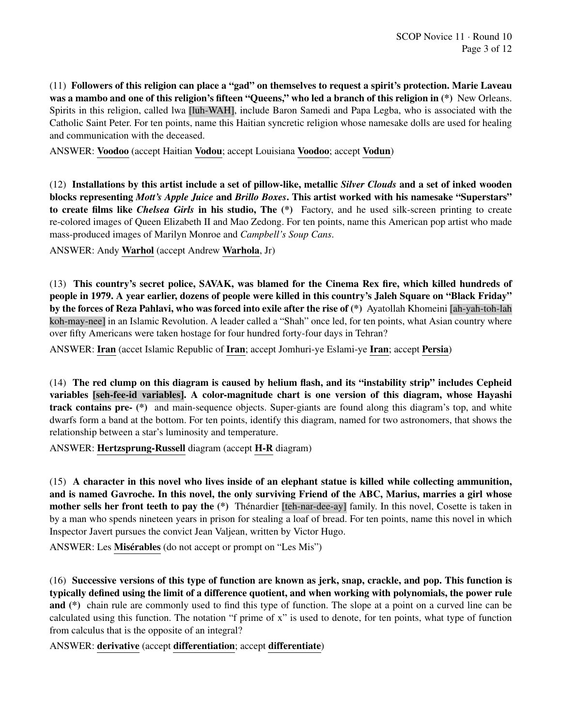(11) **Followers of this religion can place a "gad" on themselves to request a spirit's protection. Marie Laveau was a mambo and one of this religion's fifteen "Queens," who led a branch of this religion in (*)** New Orleans. Spirits in this religion, called lwa [luh-WAH], include Baron Samedi and Papa Legba, who is associated with the Catholic Saint Peter. For ten points, name this Haitian syncretic religion whose namesake dolls are used for healing and communication with the deceased.

ANSWER: **Voodoo** (accept Haitian **Vodou**; accept Louisiana **Voodoo**; accept **Vodun**)

(12) **Installations by this artist include a set of pillow-like, metallic *Silver Clouds* and a set of inked wooden blocks representing *Mott's Apple Juice* and *Brillo Boxes*. This artist worked with his namesake "Superstars" to create films like *Chelsea Girls* in his studio, The (*)** Factory, and he used silk-screen printing to create re-colored images of Queen Elizabeth II and Mao Zedong. For ten points, name this American pop artist who made mass-produced images of Marilyn Monroe and *Campbell's Soup Cans*.

ANSWER: Andy **Warhol** (accept Andrew **Warhola**, Jr)

(13) **This country's secret police, SAVAK, was blamed for the Cinema Rex fire, which killed hundreds of people in 1979. A year earlier, dozens of people were killed in this country's Jaleh Square on "Black Friday" by the forces of Reza Pahlavi, who was forced into exile after the rise of (*)** Ayatollah Khomeini [ah-yah-toh-lah koh-may-nee] in an Islamic Revolution. A leader called a "Shah" once led, for ten points, what Asian country where over fifty Americans were taken hostage for four hundred forty-four days in Tehran?

ANSWER: **Iran** (accet Islamic Republic of **Iran**; accept Jomhuri-ye Eslami-ye **Iran**; accept **Persia**)

(14) **The red clump on this diagram is caused by helium flash, and its "instability strip" includes Cepheid variables [seh-fee-id variables]. A color-magnitude chart is one version of this diagram, whose Hayashi track contains pre- (*)** and main-sequence objects. Super-giants are found along this diagram's top, and white dwarfs form a band at the bottom. For ten points, identify this diagram, named for two astronomers, that shows the relationship between a star's luminosity and temperature.

ANSWER: **Hertzsprung-Russell** diagram (accept **H-R** diagram)

(15) **A character in this novel who lives inside of an elephant statue is killed while collecting ammunition, and is named Gavroche. In this novel, the only surviving Friend of the ABC, Marius, marries a girl whose mother sells her front teeth to pay the (*)** Thénardier [teh-nar-dee-ay] family. In this novel, Cosette is taken in by a man who spends nineteen years in prison for stealing a loaf of bread. For ten points, name this novel in which Inspector Javert pursues the convict Jean Valjean, written by Victor Hugo.

ANSWER: Les **Misérables** (do not accept or prompt on "Les Mis")

(16) **Successive versions of this type of function are known as jerk, snap, crackle, and pop. This function is typically defined using the limit of a difference quotient, and when working with polynomials, the power rule and (*)** chain rule are commonly used to find this type of function. The slope at a point on a curved line can be calculated using this function. The notation "f prime of x" is used to denote, for ten points, what type of function from calculus that is the opposite of an integral?

ANSWER: **derivative** (accept **differentiation**; accept **differentiate**)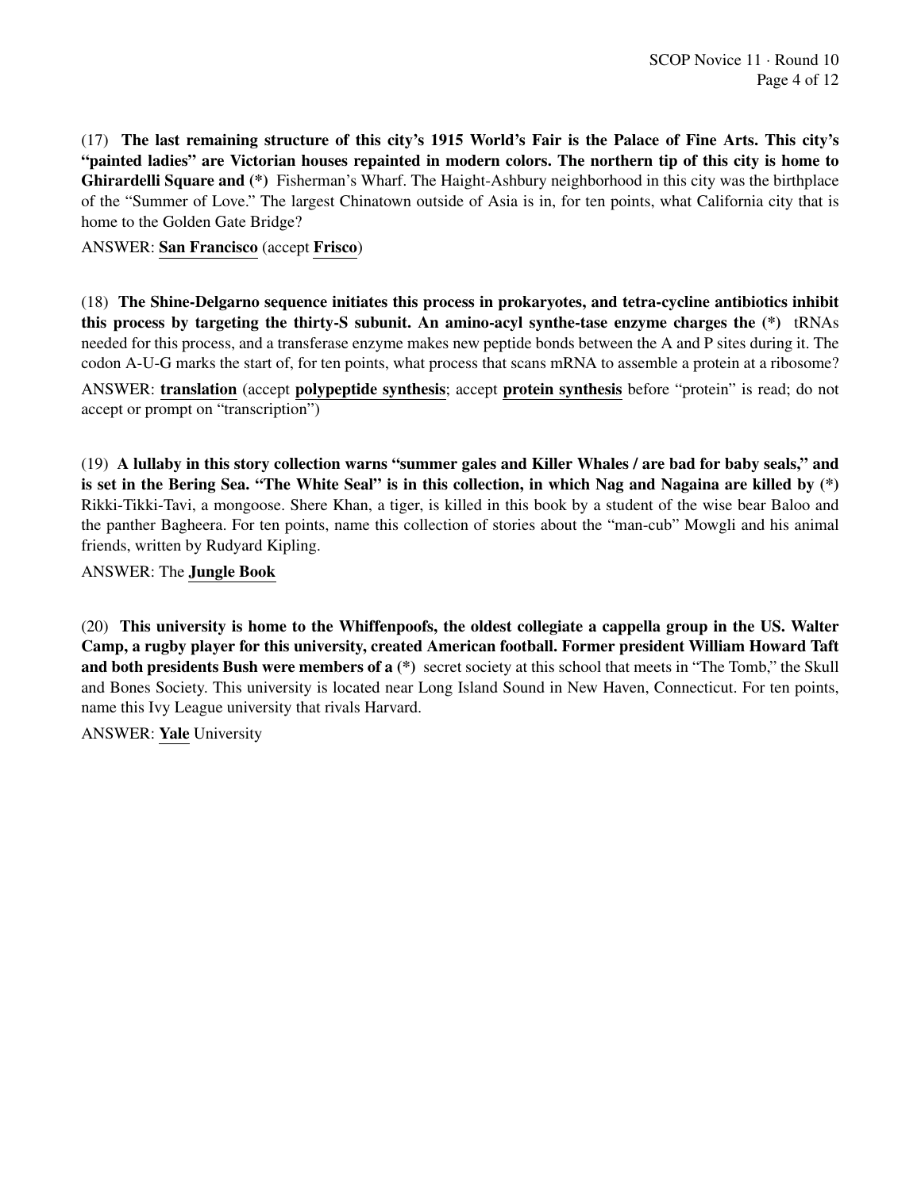(17) **The last remaining structure of this city's 1915 World's Fair is the Palace of Fine Arts. This city's "painted ladies" are Victorian houses repainted in modern colors. The northern tip of this city is home to Ghirardelli Square and (\*)** Fisherman's Wharf. The Haight-Ashbury neighborhood in this city was the birthplace of the "Summer of Love." The largest Chinatown outside of Asia is in, for ten points, what California city that is home to the Golden Gate Bridge?

ANSWER: **San Francisco** (accept **Frisco**)

(18) **The Shine-Delgarno sequence initiates this process in prokaryotes, and tetra-cycline antibiotics inhibit this process by targeting the thirty-S subunit. An amino-acyl synthe-tase enzyme charges the (\*)** tRNAs needed for this process, and a transferase enzyme makes new peptide bonds between the A and P sites during it. The codon A-U-G marks the start of, for ten points, what process that scans mRNA to assemble a protein at a ribosome?

ANSWER: **translation** (accept **polypeptide synthesis**; accept **protein synthesis** before "protein" is read; do not accept or prompt on "transcription")

(19) **A lullaby in this story collection warns "summer gales and Killer Whales / are bad for baby seals," and is set in the Bering Sea. "The White Seal" is in this collection, in which Nag and Nagaina are killed by (\*)** Rikki-Tikki-Tavi, a mongoose. Shere Khan, a tiger, is killed in this book by a student of the wise bear Baloo and the panther Bagheera. For ten points, name this collection of stories about the "man-cub" Mowgli and his animal friends, written by Rudyard Kipling.

ANSWER: The **Jungle Book**

(20) **This university is home to the Whiffenpoofs, the oldest collegiate a cappella group in the US. Walter Camp, a rugby player for this university, created American football. Former president William Howard Taft and both presidents Bush were members of a (\*)** secret society at this school that meets in "The Tomb," the Skull and Bones Society. This university is located near Long Island Sound in New Haven, Connecticut. For ten points, name this Ivy League university that rivals Harvard.

ANSWER: **Yale** University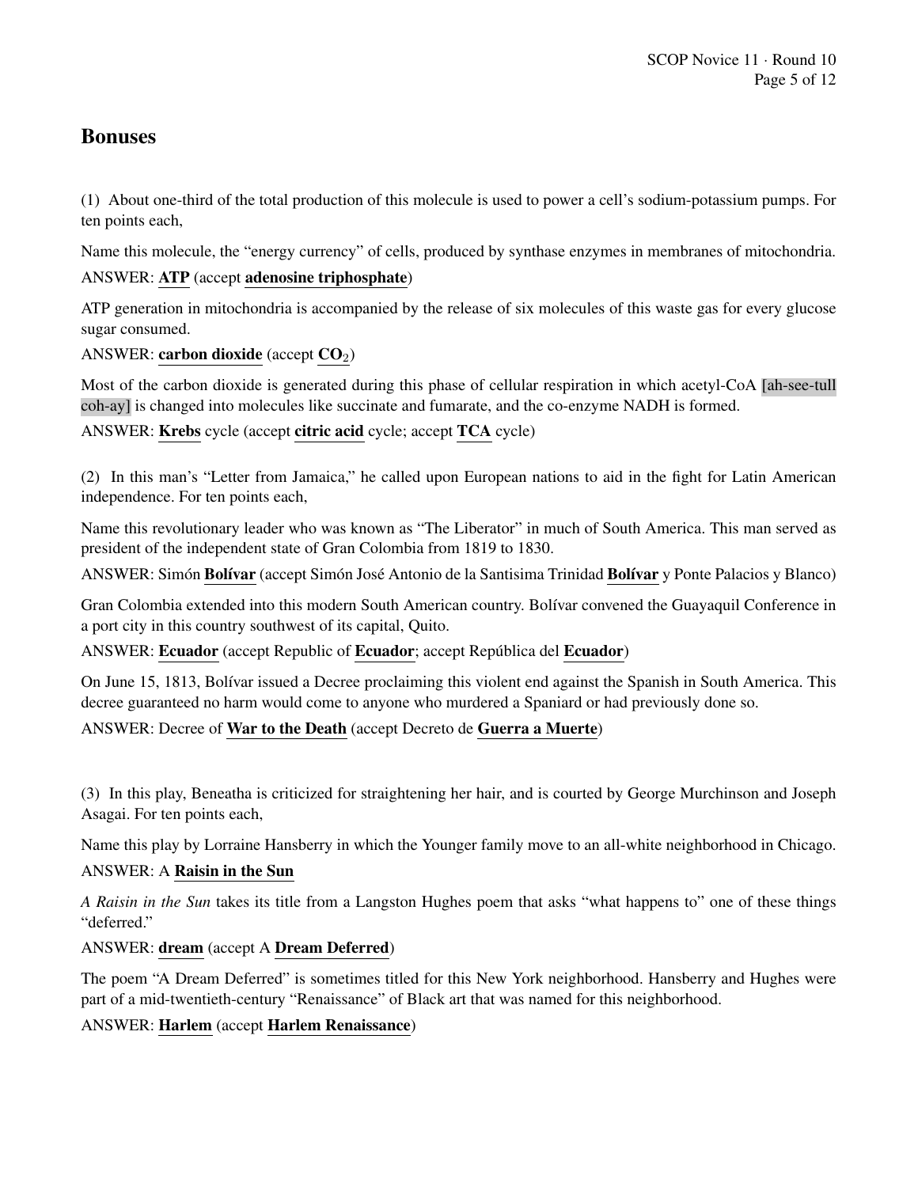## Bonuses

(1) About one-third of the total production of this molecule is used to power a cell's sodium-potassium pumps. For ten points each,

Name this molecule, the "energy currency" of cells, produced by synthase enzymes in membranes of mitochondria.

ANSWER: **ATP** (accept **adenosine triphosphate**)

ATP generation in mitochondria is accompanied by the release of six molecules of this waste gas for every glucose sugar consumed.

ANSWER: **carbon dioxide** (accept **$CO_2$**)

Most of the carbon dioxide is generated during this phase of cellular respiration in which acetyl-CoA [ah-see-tull coh-ay] is changed into molecules like succinate and fumarate, and the co-enzyme NADH is formed.

ANSWER: **Krebs** cycle (accept **citric acid** cycle; accept **TCA** cycle)

(2) In this man's "Letter from Jamaica," he called upon European nations to aid in the fight for Latin American independence. For ten points each,

Name this revolutionary leader who was known as "The Liberator" in much of South America. This man served as president of the independent state of Gran Colombia from 1819 to 1830.

ANSWER: Simón **Bolívar** (accept Simón José Antonio de la Santisima Trinidad **Bolívar** y Ponte Palacios y Blanco)

Gran Colombia extended into this modern South American country. Bolívar convened the Guayaquil Conference in a port city in this country southwest of its capital, Quito.

ANSWER: **Ecuador** (accept Republic of **Ecuador**; accept República del **Ecuador**)

On June 15, 1813, Bolívar issued a Decree proclaiming this violent end against the Spanish in South America. This decree guaranteed no harm would come to anyone who murdered a Spaniard or had previously done so.

ANSWER: Decree of **War to the Death** (accept Decreto de **Guerra a Muerte**)

(3) In this play, Beneatha is criticized for straightening her hair, and is courted by George Murchinson and Joseph Asagai. For ten points each,

Name this play by Lorraine Hansberry in which the Younger family move to an all-white neighborhood in Chicago.

ANSWER: A **Raisin in the Sun**

*A Raisin in the Sun* takes its title from a Langston Hughes poem that asks "what happens to" one of these things "deferred."

ANSWER: **dream** (accept A **Dream Deferred**)

The poem "A Dream Deferred" is sometimes titled for this New York neighborhood. Hansberry and Hughes were part of a mid-twentieth-century "Renaissance" of Black art that was named for this neighborhood.

ANSWER: **Harlem** (accept **Harlem Renaissance**)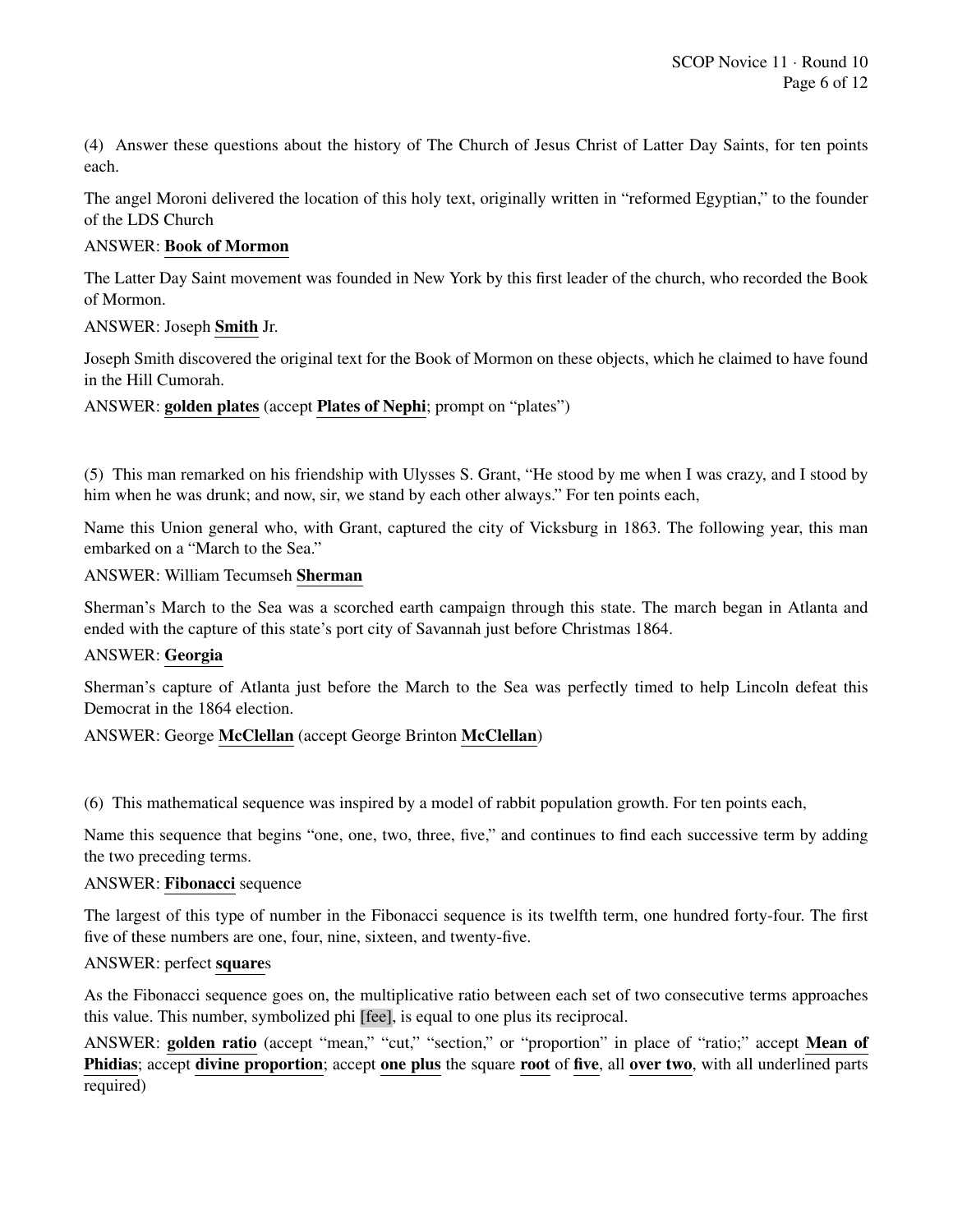(4) Answer these questions about the history of The Church of Jesus Christ of Latter Day Saints, for ten points each.

The angel Moroni delivered the location of this holy text, originally written in "reformed Egyptian," to the founder of the LDS Church

ANSWER: **Book of Mormon**

The Latter Day Saint movement was founded in New York by this first leader of the church, who recorded the Book of Mormon.

ANSWER: Joseph **Smith** Jr.

Joseph Smith discovered the original text for the Book of Mormon on these objects, which he claimed to have found in the Hill Cumorah.

ANSWER: **golden plates** (accept **Plates of Nephi**; prompt on "plates")

(5) This man remarked on his friendship with Ulysses S. Grant, "He stood by me when I was crazy, and I stood by him when he was drunk; and now, sir, we stand by each other always." For ten points each,

Name this Union general who, with Grant, captured the city of Vicksburg in 1863. The following year, this man embarked on a "March to the Sea."

ANSWER: William Tecumseh **Sherman**

Sherman's March to the Sea was a scorched earth campaign through this state. The march began in Atlanta and ended with the capture of this state's port city of Savannah just before Christmas 1864.

ANSWER: **Georgia**

Sherman's capture of Atlanta just before the March to the Sea was perfectly timed to help Lincoln defeat this Democrat in the 1864 election.

ANSWER: George **McClellan** (accept George Brinton **McClellan**)

(6) This mathematical sequence was inspired by a model of rabbit population growth. For ten points each,

Name this sequence that begins "one, one, two, three, five," and continues to find each successive term by adding the two preceding terms.

ANSWER: **Fibonacci** sequence

The largest of this type of number in the Fibonacci sequence is its twelfth term, one hundred forty-four. The first five of these numbers are one, four, nine, sixteen, and twenty-five.

ANSWER: perfect **square**s

As the Fibonacci sequence goes on, the multiplicative ratio between each set of two consecutive terms approaches this value. This number, symbolized phi [fee], is equal to one plus its reciprocal.

ANSWER: **golden ratio** (accept "mean," "cut," "section," or "proportion" in place of "ratio;" accept **Mean of Phidias**; accept **divine proportion**; accept **one plus** the square **root** of **five**, all **over two**, with all underlined parts required)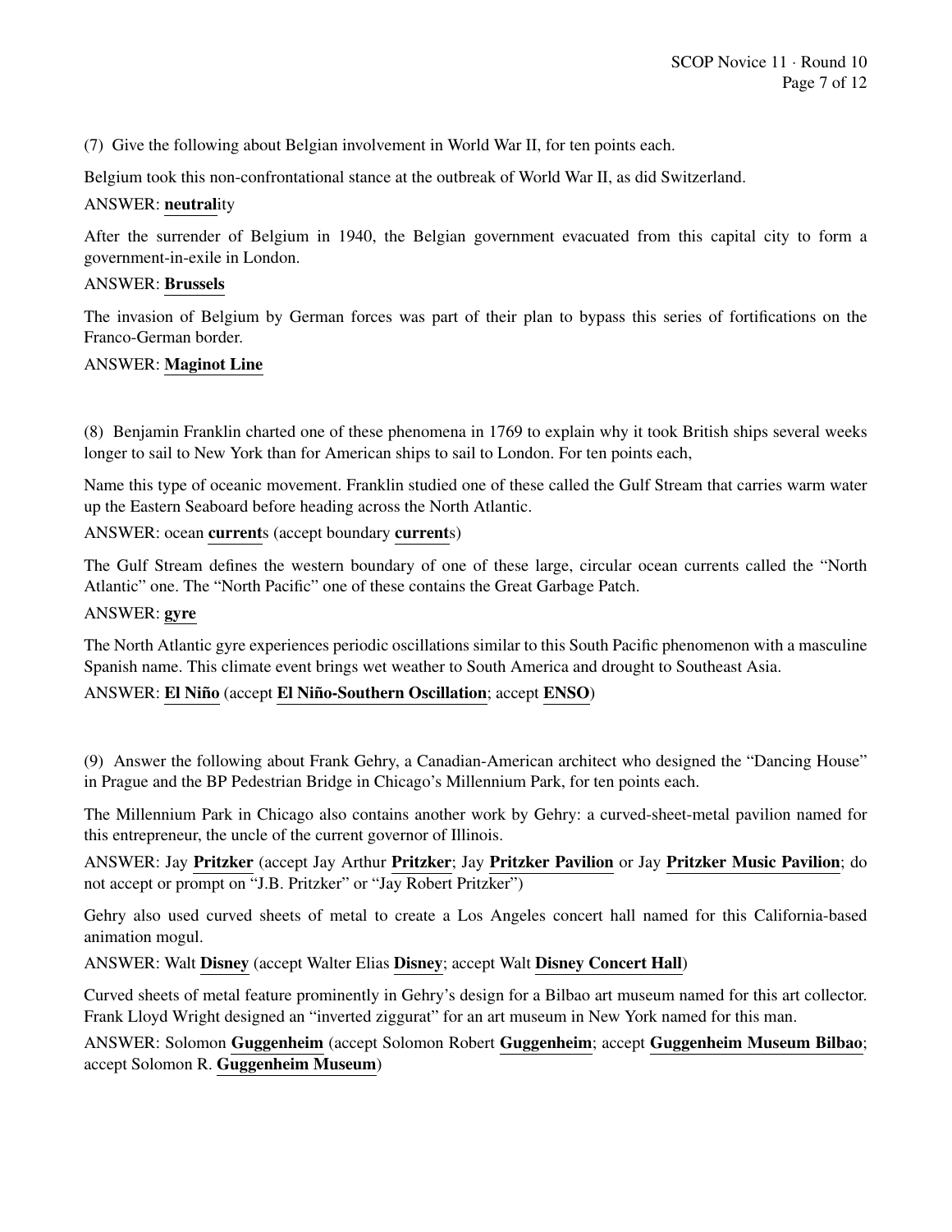(7) Give the following about Belgian involvement in World War II, for ten points each.

Belgium took this non-confrontational stance at the outbreak of World War II, as did Switzerland.

ANSWER: **neutral**ity

After the surrender of Belgium in 1940, the Belgian government evacuated from this capital city to form a government-in-exile in London.

ANSWER: **Brussels**

The invasion of Belgium by German forces was part of their plan to bypass this series of fortifications on the Franco-German border.

ANSWER: **Maginot Line**

(8) Benjamin Franklin charted one of these phenomena in 1769 to explain why it took British ships several weeks longer to sail to New York than for American ships to sail to London. For ten points each,

Name this type of oceanic movement. Franklin studied one of these called the Gulf Stream that carries warm water up the Eastern Seaboard before heading across the North Atlantic.

ANSWER: ocean **current**s (accept boundary **current**s)

The Gulf Stream defines the western boundary of one of these large, circular ocean currents called the "North Atlantic" one. The "North Pacific" one of these contains the Great Garbage Patch.

ANSWER: **gyre**

The North Atlantic gyre experiences periodic oscillations similar to this South Pacific phenomenon with a masculine Spanish name. This climate event brings wet weather to South America and drought to Southeast Asia.

ANSWER: **El Niño** (accept **El Niño-Southern Oscillation**; accept **ENSO**)

(9) Answer the following about Frank Gehry, a Canadian-American architect who designed the "Dancing House" in Prague and the BP Pedestrian Bridge in Chicago's Millennium Park, for ten points each.

The Millennium Park in Chicago also contains another work by Gehry: a curved-sheet-metal pavilion named for this entrepreneur, the uncle of the current governor of Illinois.

ANSWER: Jay **Pritzker** (accept Jay Arthur **Pritzker**; Jay **Pritzker Pavilion** or Jay **Pritzker Music Pavilion**; do not accept or prompt on "J.B. Pritzker" or "Jay Robert Pritzker")

Gehry also used curved sheets of metal to create a Los Angeles concert hall named for this California-based animation mogul.

ANSWER: Walt **Disney** (accept Walter Elias **Disney**; accept Walt **Disney Concert Hall**)

Curved sheets of metal feature prominently in Gehry's design for a Bilbao art museum named for this art collector. Frank Lloyd Wright designed an "inverted ziggurat" for an art museum in New York named for this man.

ANSWER: Solomon **Guggenheim** (accept Solomon Robert **Guggenheim**; accept **Guggenheim Museum Bilbao**; accept Solomon R. **Guggenheim Museum**)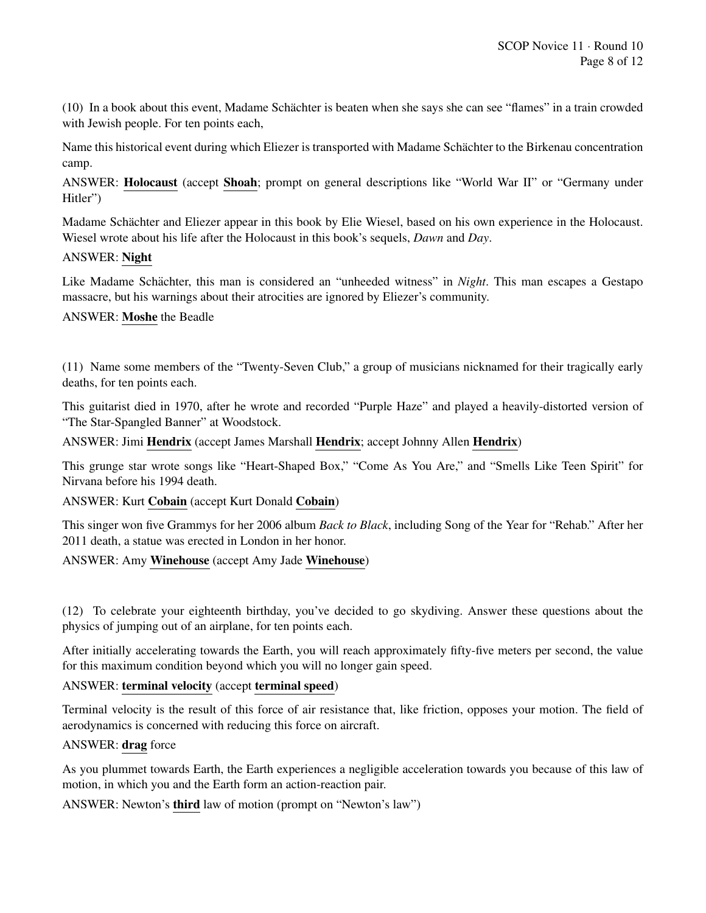(10) In a book about this event, Madame Schächter is beaten when she says she can see "flames" in a train crowded with Jewish people. For ten points each,

Name this historical event during which Eliezer is transported with Madame Schächter to the Birkenau concentration camp.

ANSWER: **Holocaust** (accept **Shoah**; prompt on general descriptions like "World War II" or "Germany under Hitler")

Madame Schächter and Eliezer appear in this book by Elie Wiesel, based on his own experience in the Holocaust. Wiesel wrote about his life after the Holocaust in this book's sequels, *Dawn* and *Day*.

ANSWER: **Night**

Like Madame Schächter, this man is considered an "unheeded witness" in *Night*. This man escapes a Gestapo massacre, but his warnings about their atrocities are ignored by Eliezer's community.

ANSWER: **Moshe** the Beadle

(11) Name some members of the "Twenty-Seven Club," a group of musicians nicknamed for their tragically early deaths, for ten points each.

This guitarist died in 1970, after he wrote and recorded "Purple Haze" and played a heavily-distorted version of "The Star-Spangled Banner" at Woodstock.

ANSWER: Jimi **Hendrix** (accept James Marshall **Hendrix**; accept Johnny Allen **Hendrix**)

This grunge star wrote songs like "Heart-Shaped Box," "Come As You Are," and "Smells Like Teen Spirit" for Nirvana before his 1994 death.

ANSWER: Kurt **Cobain** (accept Kurt Donald **Cobain**)

This singer won five Grammys for her 2006 album *Back to Black*, including Song of the Year for "Rehab." After her 2011 death, a statue was erected in London in her honor.

ANSWER: Amy **Winehouse** (accept Amy Jade **Winehouse**)

(12) To celebrate your eighteenth birthday, you've decided to go skydiving. Answer these questions about the physics of jumping out of an airplane, for ten points each.

After initially accelerating towards the Earth, you will reach approximately fifty-five meters per second, the value for this maximum condition beyond which you will no longer gain speed.

ANSWER: **terminal velocity** (accept **terminal speed**)

Terminal velocity is the result of this force of air resistance that, like friction, opposes your motion. The field of aerodynamics is concerned with reducing this force on aircraft.

ANSWER: **drag** force

As you plummet towards Earth, the Earth experiences a negligible acceleration towards you because of this law of motion, in which you and the Earth form an action-reaction pair.

ANSWER: Newton's **third** law of motion (prompt on "Newton's law")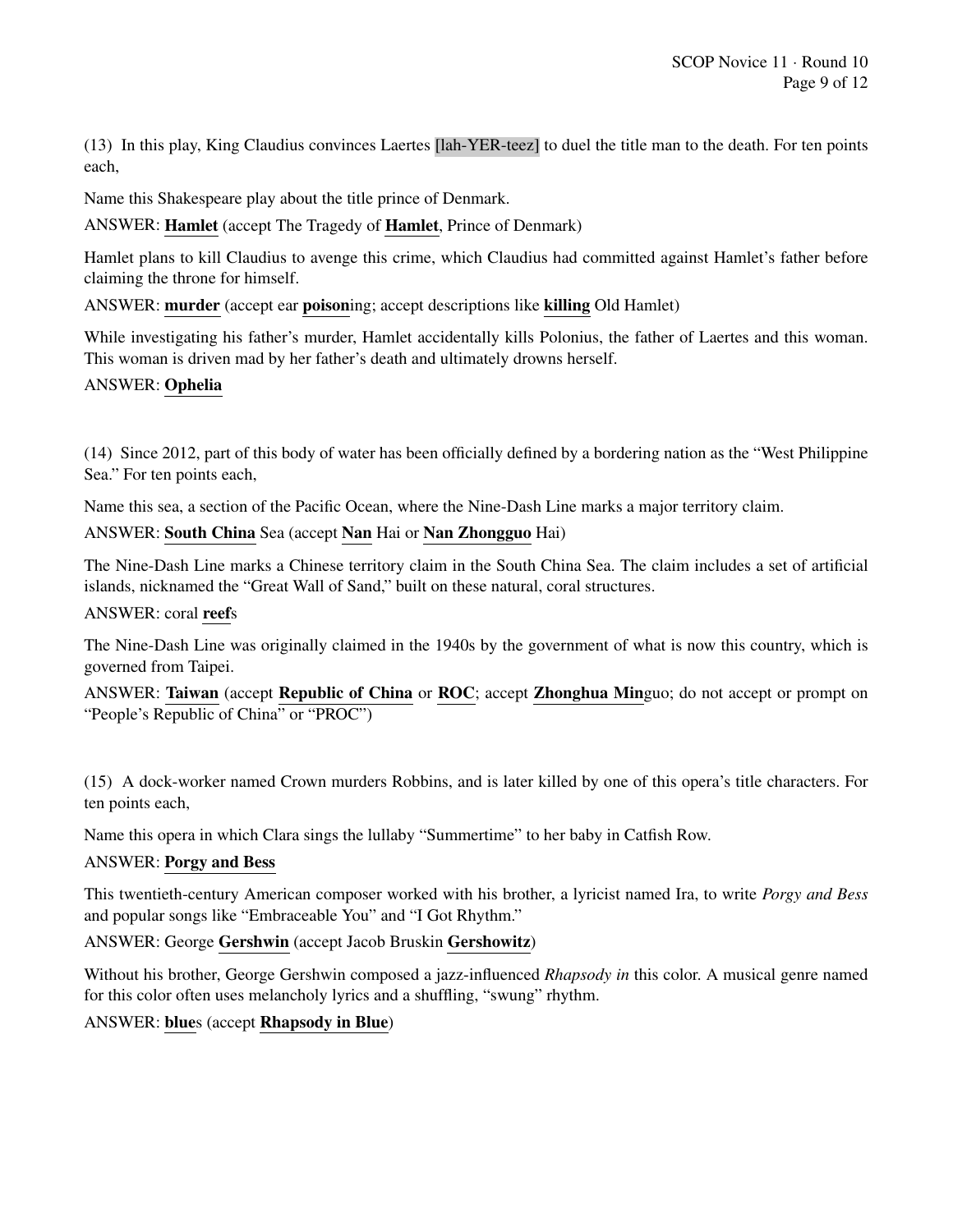(13) In this play, King Claudius convinces Laertes [lah-YER-teez] to duel the title man to the death. For ten points each,

Name this Shakespeare play about the title prince of Denmark.

ANSWER: **Hamlet** (accept The Tragedy of **Hamlet**, Prince of Denmark)

Hamlet plans to kill Claudius to avenge this crime, which Claudius had committed against Hamlet's father before claiming the throne for himself.

ANSWER: **murder** (accept ear **poison**ing; accept descriptions like **killing** Old Hamlet)

While investigating his father's murder, Hamlet accidentally kills Polonius, the father of Laertes and this woman. This woman is driven mad by her father's death and ultimately drowns herself.

ANSWER: **Ophelia**

(14) Since 2012, part of this body of water has been officially defined by a bordering nation as the "West Philippine Sea." For ten points each,

Name this sea, a section of the Pacific Ocean, where the Nine-Dash Line marks a major territory claim.

ANSWER: **South China** Sea (accept **Nan** Hai or **Nan Zhongguo** Hai)

The Nine-Dash Line marks a Chinese territory claim in the South China Sea. The claim includes a set of artificial islands, nicknamed the "Great Wall of Sand," built on these natural, coral structures.

ANSWER: coral **reef**s

The Nine-Dash Line was originally claimed in the 1940s by the government of what is now this country, which is governed from Taipei.

ANSWER: **Taiwan** (accept **Republic of China** or **ROC**; accept **Zhonghua Min**guo; do not accept or prompt on "People's Republic of China" or "PROC")

(15) A dock-worker named Crown murders Robbins, and is later killed by one of this opera's title characters. For ten points each,

Name this opera in which Clara sings the lullaby "Summertime" to her baby in Catfish Row.

ANSWER: **Porgy and Bess**

This twentieth-century American composer worked with his brother, a lyricist named Ira, to write *Porgy and Bess* and popular songs like "Embraceable You" and "I Got Rhythm."

ANSWER: George **Gershwin** (accept Jacob Bruskin **Gershowitz**)

Without his brother, George Gershwin composed a jazz-influenced *Rhapsody in* this color. A musical genre named for this color often uses melancholy lyrics and a shuffling, "swung" rhythm.

ANSWER: **blue**s (accept **Rhapsody in Blue**)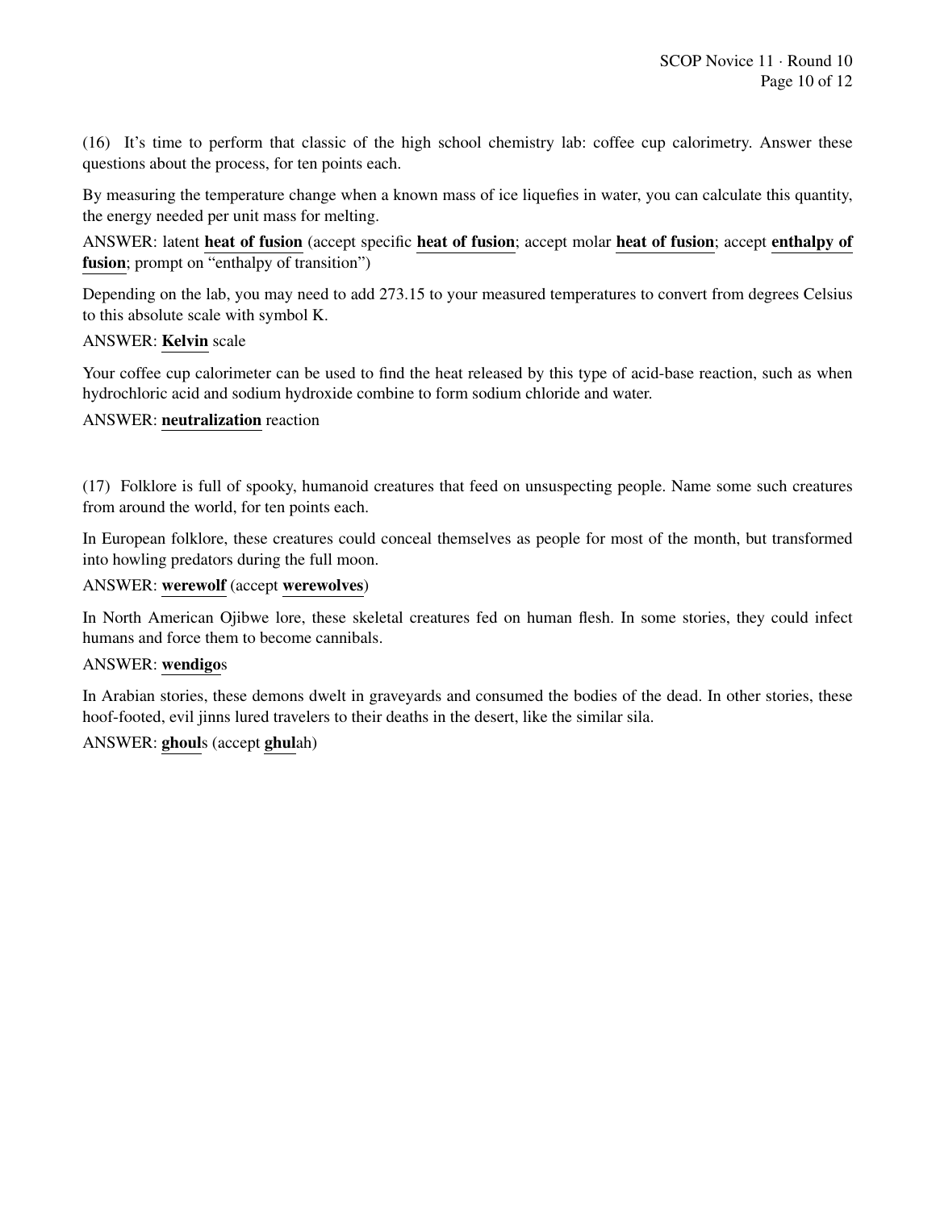(16) It's time to perform that classic of the high school chemistry lab: coffee cup calorimetry. Answer these questions about the process, for ten points each.

By measuring the temperature change when a known mass of ice liquefies in water, you can calculate this quantity, the energy needed per unit mass for melting.

ANSWER: latent **heat of fusion** (accept specific **heat of fusion**; accept molar **heat of fusion**; accept **enthalpy of fusion**; prompt on "enthalpy of transition")

Depending on the lab, you may need to add 273.15 to your measured temperatures to convert from degrees Celsius to this absolute scale with symbol K.

ANSWER: **Kelvin** scale

Your coffee cup calorimeter can be used to find the heat released by this type of acid-base reaction, such as when hydrochloric acid and sodium hydroxide combine to form sodium chloride and water.

ANSWER: **neutralization** reaction

(17) Folklore is full of spooky, humanoid creatures that feed on unsuspecting people. Name some such creatures from around the world, for ten points each.

In European folklore, these creatures could conceal themselves as people for most of the month, but transformed into howling predators during the full moon.

ANSWER: **werewolf** (accept **werewolves**)

In North American Ojibwe lore, these skeletal creatures fed on human flesh. In some stories, they could infect humans and force them to become cannibals.

ANSWER: **wendigo**s

In Arabian stories, these demons dwelt in graveyards and consumed the bodies of the dead. In other stories, these hoof-footed, evil jinns lured travelers to their deaths in the desert, like the similar sila.

ANSWER: **ghoul**s (accept **ghul**ah)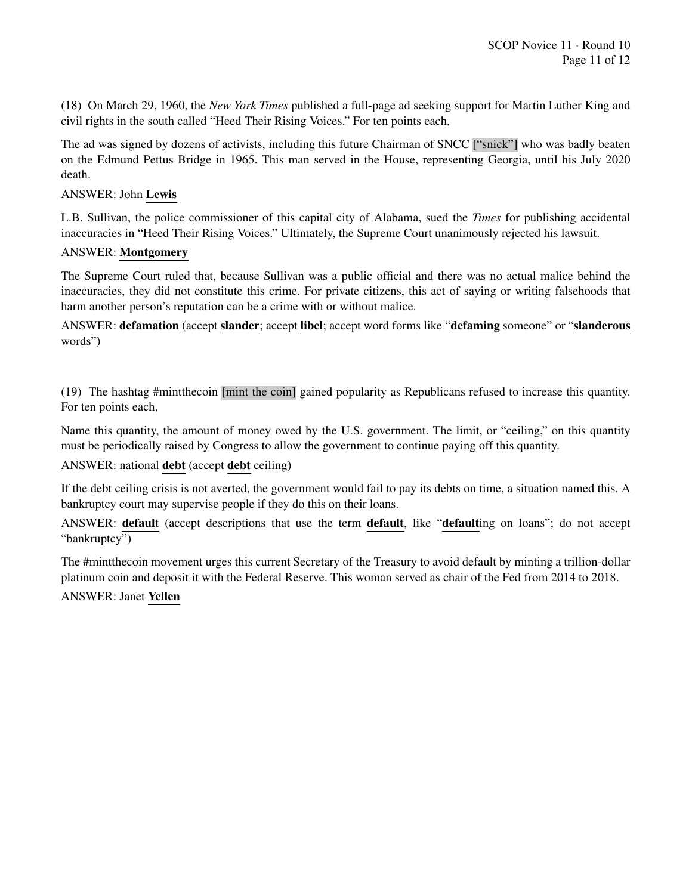(18) On March 29, 1960, the *New York Times* published a full-page ad seeking support for Martin Luther King and civil rights in the south called "Heed Their Rising Voices." For ten points each,

The ad was signed by dozens of activists, including this future Chairman of SNCC ["snick"] who was badly beaten on the Edmund Pettus Bridge in 1965. This man served in the House, representing Georgia, until his July 2020 death.

ANSWER: John **Lewis**

L.B. Sullivan, the police commissioner of this capital city of Alabama, sued the *Times* for publishing accidental inaccuracies in "Heed Their Rising Voices." Ultimately, the Supreme Court unanimously rejected his lawsuit.

ANSWER: **Montgomery**

The Supreme Court ruled that, because Sullivan was a public official and there was no actual malice behind the inaccuracies, they did not constitute this crime. For private citizens, this act of saying or writing falsehoods that harm another person's reputation can be a crime with or without malice.

ANSWER: **defamation** (accept **slander**; accept **libel**; accept word forms like "**defaming** someone" or "**slanderous** words")

(19) The hashtag #mintthecoin [mint the coin] gained popularity as Republicans refused to increase this quantity. For ten points each,

Name this quantity, the amount of money owed by the U.S. government. The limit, or "ceiling," on this quantity must be periodically raised by Congress to allow the government to continue paying off this quantity.

ANSWER: national **debt** (accept **debt** ceiling)

If the debt ceiling crisis is not averted, the government would fail to pay its debts on time, a situation named this. A bankruptcy court may supervise people if they do this on their loans.

ANSWER: **default** (accept descriptions that use the term **default**, like "**default**ing on loans"; do not accept "bankruptcy")

The #mintthecoin movement urges this current Secretary of the Treasury to avoid default by minting a trillion-dollar platinum coin and deposit it with the Federal Reserve. This woman served as chair of the Fed from 2014 to 2018.

ANSWER: Janet **Yellen**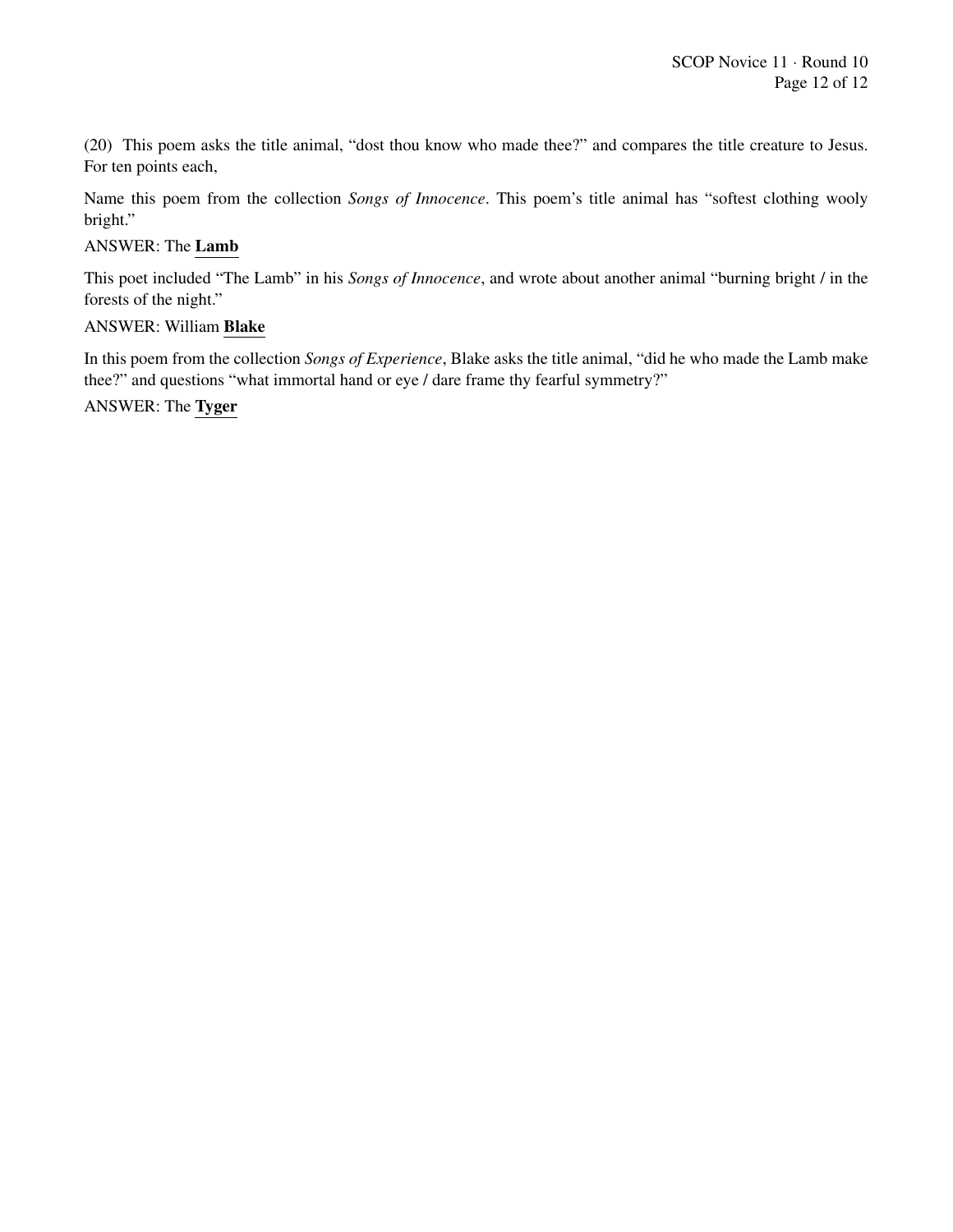(20) This poem asks the title animal, "dost thou know who made thee?" and compares the title creature to Jesus. For ten points each,

Name this poem from the collection *Songs of Innocence*. This poem's title animal has "softest clothing wooly bright."

ANSWER: The **Lamb**

This poet included "The Lamb" in his *Songs of Innocence*, and wrote about another animal "burning bright / in the forests of the night."

ANSWER: William **Blake**

In this poem from the collection *Songs of Experience*, Blake asks the title animal, "did he who made the Lamb make thee?" and questions "what immortal hand or eye / dare frame thy fearful symmetry?"

ANSWER: The **Tyger**